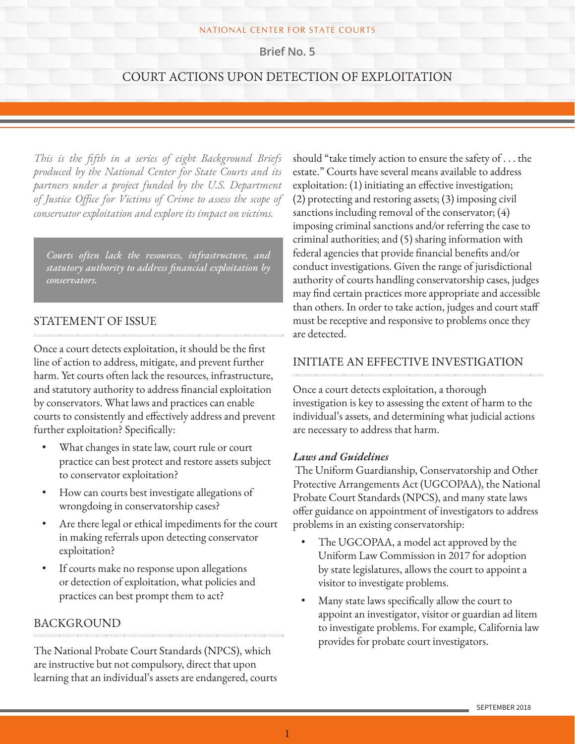NATIONAL CENTER FOR STATE COURTS

Brief No. 5

# COURT ACTIONS UPON DETECTION OF EXPLOITATION

*This is the fifth in a series of eight Background Briefs produced by the National Center for State Courts and its partners under a project funded by the U.S. Department of Justice Office for Victims of Crime to assess the scope of conservator exploitation and explore its impact on victims.*

> *Courts often lack the resources, infrastructure, and statutory authority to address financial exploitation by conservators.*

## STATEMENT OF ISSUE

Once a court detects exploitation, it should be the first line of action to address, mitigate, and prevent further harm. Yet courts often lack the resources, infrastructure, and statutory authority to address financial exploitation by conservators. What laws and practices can enable courts to consistently and effectively address and prevent further exploitation? Specifically:

- What changes in state law, court rule or court practice can best protect and restore assets subject to conservator exploitation?
- How can courts best investigate allegations of wrongdoing in conservatorship cases?
- Are there legal or ethical impediments for the court in making referrals upon detecting conservator exploitation?
- If courts make no response upon allegations or detection of exploitation, what policies and practices can best prompt them to act?

## BACKGROUND

The National Probate Court Standards (NPCS), which are instructive but not compulsory, direct that upon learning that an individual's assets are endangered, courts should "take timely action to ensure the safety of . . . the estate." Courts have several means available to address exploitation: (1) initiating an effective investigation; (2) protecting and restoring assets; (3) imposing civil sanctions including removal of the conservator; (4) imposing criminal sanctions and/or referring the case to criminal authorities; and (5) sharing information with federal agencies that provide financial benefits and/or conduct investigations. Given the range of jurisdictional authority of courts handling conservatorship cases, judges may find certain practices more appropriate and accessible than others. In order to take action, judges and court staff must be receptive and responsive to problems once they are detected.

## INITIATE AN EFFECTIVE INVESTIGATION

Once a court detects exploitation, a thorough investigation is key to assessing the extent of harm to the individual's assets, and determining what judicial actions are necessary to address that harm.

### *Laws and Guidelines*

The Uniform Guardianship, Conservatorship and Other Protective Arrangements Act (UGCOPAA), the National Probate Court Standards (NPCS), and many state laws offer guidance on appointment of investigators to address problems in an existing conservatorship:

- The UGCOPAA, a model act approved by the Uniform Law Commission in 2017 for adoption by state legislatures, allows the court to appoint a visitor to investigate problems.
- Many state laws specifically allow the court to appoint an investigator, visitor or guardian ad litem to investigate problems. For example, California law provides for probate court investigators.

SEPTEMBER 2018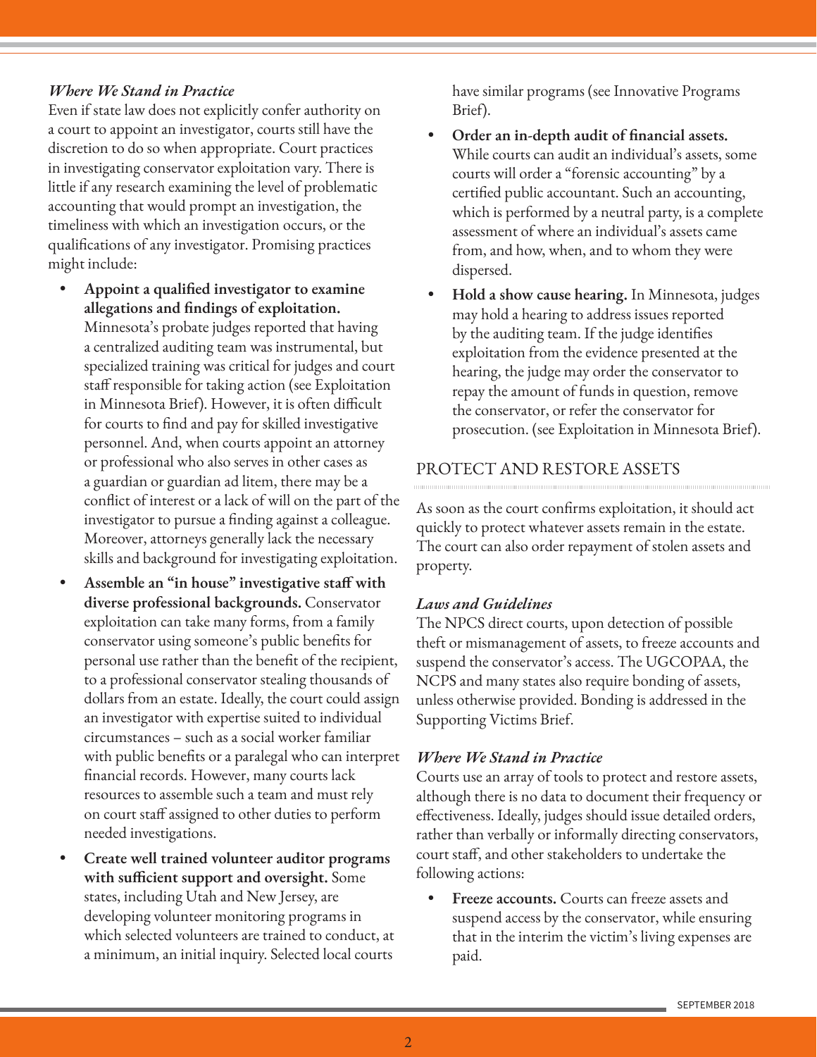*Where We Stand in Practice*

Even if state law does not explicitly confer authority on a court to appoint an investigator, courts still have the discretion to do so when appropriate. Court practices in investigating conservator exploitation vary. There is little if any research examining the level of problematic accounting that would prompt an investigation, the timeliness with which an investigation occurs, or the qualifications of any investigator. Promising practices might include:

- **Appoint a qualified investigator to examine allegations and findings of exploitation.** Minnesota's probate judges reported that having a centralized auditing team was instrumental, but specialized training was critical for judges and court staff responsible for taking action (see Exploitation in Minnesota Brief). However, it is often difficult for courts to find and pay for skilled investigative personnel. And, when courts appoint an attorney or professional who also serves in other cases as a guardian or guardian ad litem, there may be a conflict of interest or a lack of will on the part of the investigator to pursue a finding against a colleague. Moreover, attorneys generally lack the necessary skills and background for investigating exploitation.
- **Assemble an "in house" investigative staff with diverse professional backgrounds.** Conservator exploitation can take many forms, from a family conservator using someone's public benefits for personal use rather than the benefit of the recipient, to a professional conservator stealing thousands of dollars from an estate. Ideally, the court could assign an investigator with expertise suited to individual circumstances – such as a social worker familiar with public benefits or a paralegal who can interpret financial records. However, many courts lack resources to assemble such a team and must rely on court staff assigned to other duties to perform needed investigations.
- **Create well trained volunteer auditor programs with sufficient support and oversight.** Some states, including Utah and New Jersey, are developing volunteer monitoring programs in which selected volunteers are trained to conduct, at a minimum, an initial inquiry. Selected local courts have similar programs (see Innovative Programs Brief).
- **Order an in-depth audit of financial assets.** While courts can audit an individual's assets, some courts will order a "forensic accounting" by a certified public accountant. Such an accounting, which is performed by a neutral party, is a complete assessment of where an individual's assets came from, and how, when, and to whom they were dispersed.
- **Hold a show cause hearing.** In Minnesota, judges may hold a hearing to address issues reported by the auditing team. If the judge identifies exploitation from the evidence presented at the hearing, the judge may order the conservator to repay the amount of funds in question, remove the conservator, or refer the conservator for prosecution. (see Exploitation in Minnesota Brief).

## PROTECT AND RESTORE ASSETS

As soon as the court confirms exploitation, it should act quickly to protect whatever assets remain in the estate. The court can also order repayment of stolen assets and property.

*Laws and Guidelines*

The NPCS direct courts, upon detection of possible theft or mismanagement of assets, to freeze accounts and suspend the conservator's access. The UGCOPAA, the NCPS and many states also require bonding of assets, unless otherwise provided. Bonding is addressed in the Supporting Victims Brief.

*Where We Stand in Practice*

Courts use an array of tools to protect and restore assets, although there is no data to document their frequency or effectiveness. Ideally, judges should issue detailed orders, rather than verbally or informally directing conservators, court staff, and other stakeholders to undertake the following actions:

- **Freeze accounts.** Courts can freeze assets and suspend access by the conservator, while ensuring that in the interim the victim's living expenses are paid.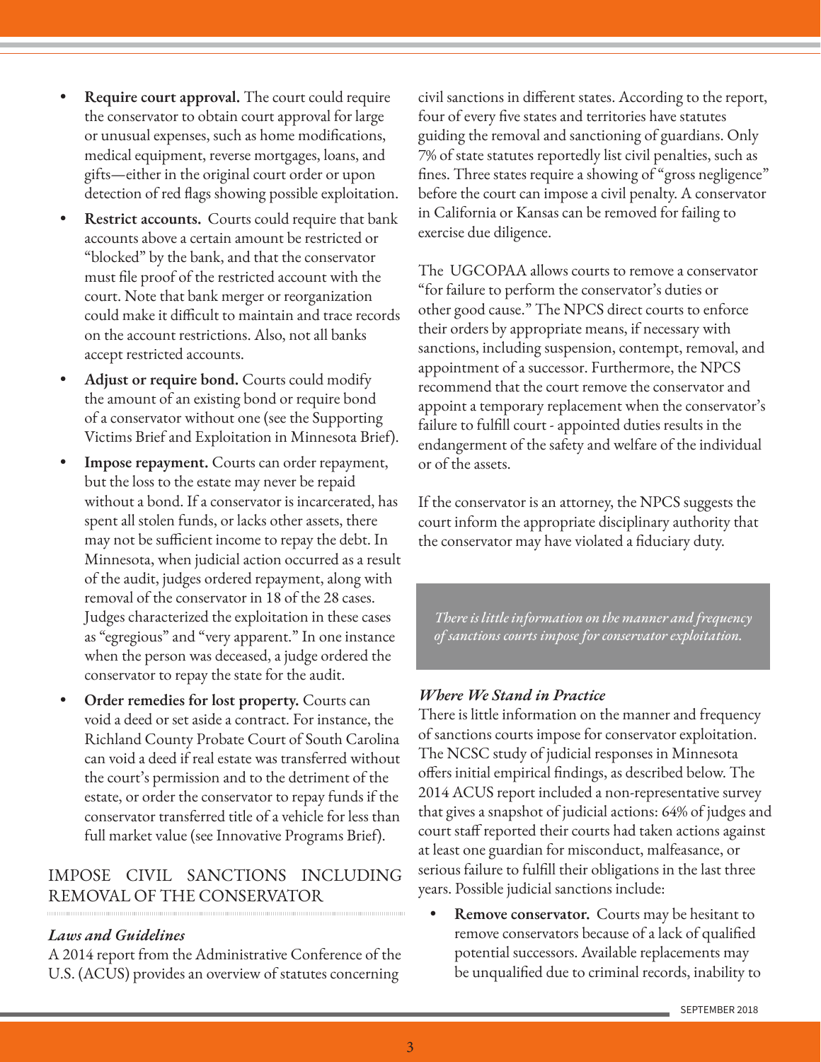- **Require court approval.** The court could require the conservator to obtain court approval for large or unusual expenses, such as home modifications, medical equipment, reverse mortgages, loans, and gifts—either in the original court order or upon detection of red flags showing possible exploitation.
- **Restrict accounts.** Courts could require that bank accounts above a certain amount be restricted or "blocked" by the bank, and that the conservator must file proof of the restricted account with the court. Note that bank merger or reorganization could make it difficult to maintain and trace records on the account restrictions. Also, not all banks accept restricted accounts.
- **Adjust or require bond.** Courts could modify the amount of an existing bond or require bond of a conservator without one (see the Supporting Victims Brief and Exploitation in Minnesota Brief).
- **Impose repayment.** Courts can order repayment, but the loss to the estate may never be repaid without a bond. If a conservator is incarcerated, has spent all stolen funds, or lacks other assets, there may not be sufficient income to repay the debt. In Minnesota, when judicial action occurred as a result of the audit, judges ordered repayment, along with removal of the conservator in 18 of the 28 cases. Judges characterized the exploitation in these cases as "egregious" and "very apparent." In one instance when the person was deceased, a judge ordered the conservator to repay the state for the audit.
- **Order remedies for lost property.** Courts can void a deed or set aside a contract. For instance, the Richland County Probate Court of South Carolina can void a deed if real estate was transferred without the court's permission and to the detriment of the estate, or order the conservator to repay funds if the conservator transferred title of a vehicle for less than full market value (see Innovative Programs Brief).

## IMPOSE CIVIL SANCTIONS INCLUDING REMOVAL OF THE CONSERVATOR

### *Laws and Guidelines*

A 2014 report from the Administrative Conference of the U.S. (ACUS) provides an overview of statutes concerning civil sanctions in different states. According to the report, four of every five states and territories have statutes guiding the removal and sanctioning of guardians. Only 7% of state statutes reportedly list civil penalties, such as fines. Three states require a showing of "gross negligence" before the court can impose a civil penalty. A conservator in California or Kansas can be removed for failing to exercise due diligence.

The UGCOPAA allows courts to remove a conservator "for failure to perform the conservator's duties or other good cause." The NPCS direct courts to enforce their orders by appropriate means, if necessary with sanctions, including suspension, contempt, removal, and appointment of a successor. Furthermore, the NPCS recommend that the court remove the conservator and appoint a temporary replacement when the conservator's failure to fulfill court - appointed duties results in the endangerment of the safety and welfare of the individual or of the assets.

If the conservator is an attorney, the NPCS suggests the court inform the appropriate disciplinary authority that the conservator may have violated a fiduciary duty.

> *There is little information on the manner and frequency of sanctions courts impose for conservator exploitation.*

### *Where We Stand in Practice*

There is little information on the manner and frequency of sanctions courts impose for conservator exploitation. The NCSC study of judicial responses in Minnesota offers initial empirical findings, as described below. The 2014 ACUS report included a non-representative survey that gives a snapshot of judicial actions: 64% of judges and court staff reported their courts had taken actions against at least one guardian for misconduct, malfeasance, or serious failure to fulfill their obligations in the last three years. Possible judicial sanctions include:

- **Remove conservator.** Courts may be hesitant to remove conservators because of a lack of qualified potential successors. Available replacements may be unqualified due to criminal records, inability to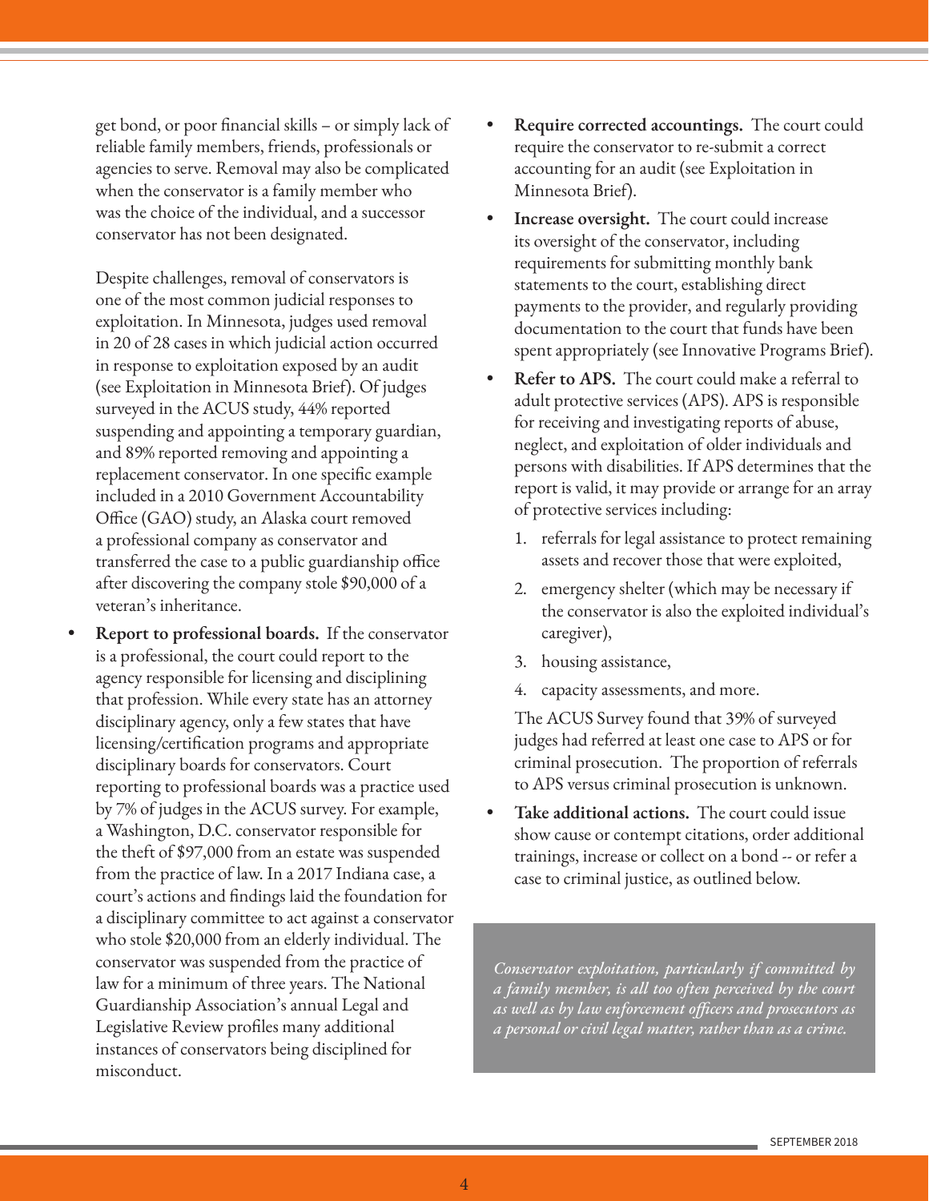get bond, or poor financial skills – or simply lack of reliable family members, friends, professionals or agencies to serve. Removal may also be complicated when the conservator is a family member who was the choice of the individual, and a successor conservator has not been designated.

Despite challenges, removal of conservators is one of the most common judicial responses to exploitation. In Minnesota, judges used removal in 20 of 28 cases in which judicial action occurred in response to exploitation exposed by an audit (see Exploitation in Minnesota Brief). Of judges surveyed in the ACUS study, 44% reported suspending and appointing a temporary guardian, and 89% reported removing and appointing a replacement conservator. In one specific example included in a 2010 Government Accountability Office (GAO) study, an Alaska court removed a professional company as conservator and transferred the case to a public guardianship office after discovering the company stole $90,000 of a veteran's inheritance.

- **Report to professional boards.** If the conservator is a professional, the court could report to the agency responsible for licensing and disciplining that profession. While every state has an attorney disciplinary agency, only a few states that have licensing/certification programs and appropriate disciplinary boards for conservators. Court reporting to professional boards was a practice used by 7% of judges in the ACUS survey. For example, a Washington, D.C. conservator responsible for the theft of $97,000 from an estate was suspended from the practice of law. In a 2017 Indiana case, a court's actions and findings laid the foundation for a disciplinary committee to act against a conservator who stole $20,000 from an elderly individual. The conservator was suspended from the practice of law for a minimum of three years. The National Guardianship Association's annual Legal and Legislative Review profiles many additional instances of conservators being disciplined for misconduct.
- **Require corrected accountings.** The court could require the conservator to re-submit a correct accounting for an audit (see Exploitation in Minnesota Brief).
- **Increase oversight.** The court could increase its oversight of the conservator, including requirements for submitting monthly bank statements to the court, establishing direct payments to the provider, and regularly providing documentation to the court that funds have been spent appropriately (see Innovative Programs Brief).
- **Refer to APS.** The court could make a referral to adult protective services (APS). APS is responsible for receiving and investigating reports of abuse, neglect, and exploitation of older individuals and persons with disabilities. If APS determines that the report is valid, it may provide or arrange for an array of protective services including:
  1. referrals for legal assistance to protect remaining assets and recover those that were exploited,
  2. emergency shelter (which may be necessary if the conservator is also the exploited individual's caregiver),
  3. housing assistance,
  4. capacity assessments, and more.

  The ACUS Survey found that 39% of surveyed judges had referred at least one case to APS or for criminal prosecution. The proportion of referrals to APS versus criminal prosecution is unknown.
- **Take additional actions.** The court could issue show cause or contempt citations, order additional trainings, increase or collect on a bond -- or refer a case to criminal justice, as outlined below.

*Conservator exploitation, particularly if committed by a family member, is all too often perceived by the court as well as by law enforcement officers and prosecutors as a personal or civil legal matter, rather than as a crime.*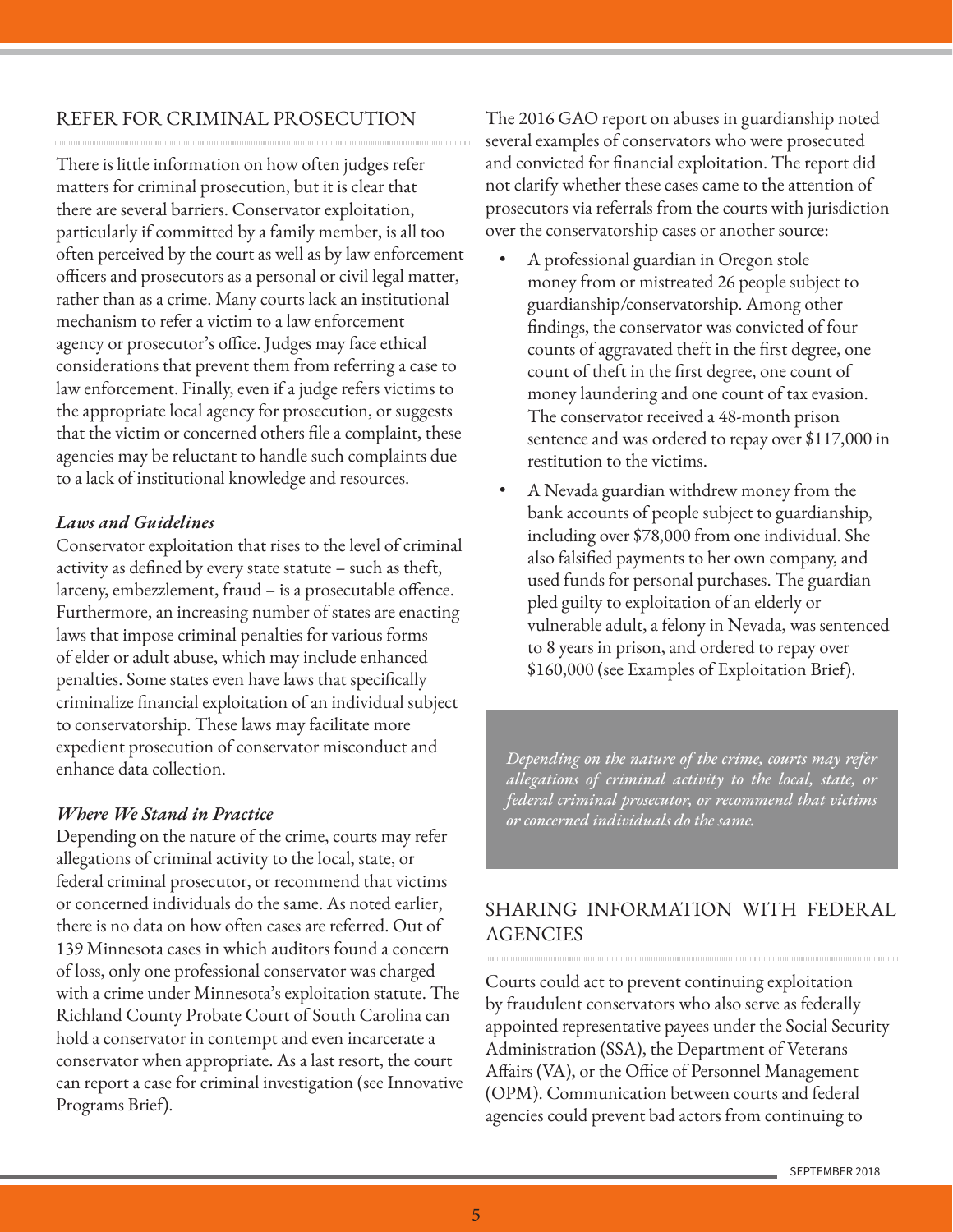## REFER FOR CRIMINAL PROSECUTION

There is little information on how often judges refer matters for criminal prosecution, but it is clear that there are several barriers. Conservator exploitation, particularly if committed by a family member, is all too often perceived by the court as well as by law enforcement officers and prosecutors as a personal or civil legal matter, rather than as a crime. Many courts lack an institutional mechanism to refer a victim to a law enforcement agency or prosecutor's office. Judges may face ethical considerations that prevent them from referring a case to law enforcement. Finally, even if a judge refers victims to the appropriate local agency for prosecution, or suggests that the victim or concerned others file a complaint, these agencies may be reluctant to handle such complaints due to a lack of institutional knowledge and resources.

### *Laws and Guidelines*

Conservator exploitation that rises to the level of criminal activity as defined by every state statute – such as theft, larceny, embezzlement, fraud – is a prosecutable offence. Furthermore, an increasing number of states are enacting laws that impose criminal penalties for various forms of elder or adult abuse, which may include enhanced penalties. Some states even have laws that specifically criminalize financial exploitation of an individual subject to conservatorship. These laws may facilitate more expedient prosecution of conservator misconduct and enhance data collection.

### *Where We Stand in Practice*

Depending on the nature of the crime, courts may refer allegations of criminal activity to the local, state, or federal criminal prosecutor, or recommend that victims or concerned individuals do the same. As noted earlier, there is no data on how often cases are referred. Out of 139 Minnesota cases in which auditors found a concern of loss, only one professional conservator was charged with a crime under Minnesota's exploitation statute. The Richland County Probate Court of South Carolina can hold a conservator in contempt and even incarcerate a conservator when appropriate. As a last resort, the court can report a case for criminal investigation (see Innovative Programs Brief).

The 2016 GAO report on abuses in guardianship noted several examples of conservators who were prosecuted and convicted for financial exploitation. The report did not clarify whether these cases came to the attention of prosecutors via referrals from the courts with jurisdiction over the conservatorship cases or another source:

- A professional guardian in Oregon stole money from or mistreated 26 people subject to guardianship/conservatorship. Among other findings, the conservator was convicted of four counts of aggravated theft in the first degree, one count of theft in the first degree, one count of money laundering and one count of tax evasion. The conservator received a 48-month prison sentence and was ordered to repay over $117,000 in restitution to the victims.
- A Nevada guardian withdrew money from the bank accounts of people subject to guardianship, including over $78,000 from one individual. She also falsified payments to her own company, and used funds for personal purchases. The guardian pled guilty to exploitation of an elderly or vulnerable adult, a felony in Nevada, was sentenced to 8 years in prison, and ordered to repay over $160,000 (see Examples of Exploitation Brief).

*Depending on the nature of the crime, courts may refer allegations of criminal activity to the local, state, or federal criminal prosecutor, or recommend that victims or concerned individuals do the same.*

## SHARING INFORMATION WITH FEDERAL AGENCIES

Courts could act to prevent continuing exploitation by fraudulent conservators who also serve as federally appointed representative payees under the Social Security Administration (SSA), the Department of Veterans Affairs (VA), or the Office of Personnel Management (OPM). Communication between courts and federal agencies could prevent bad actors from continuing to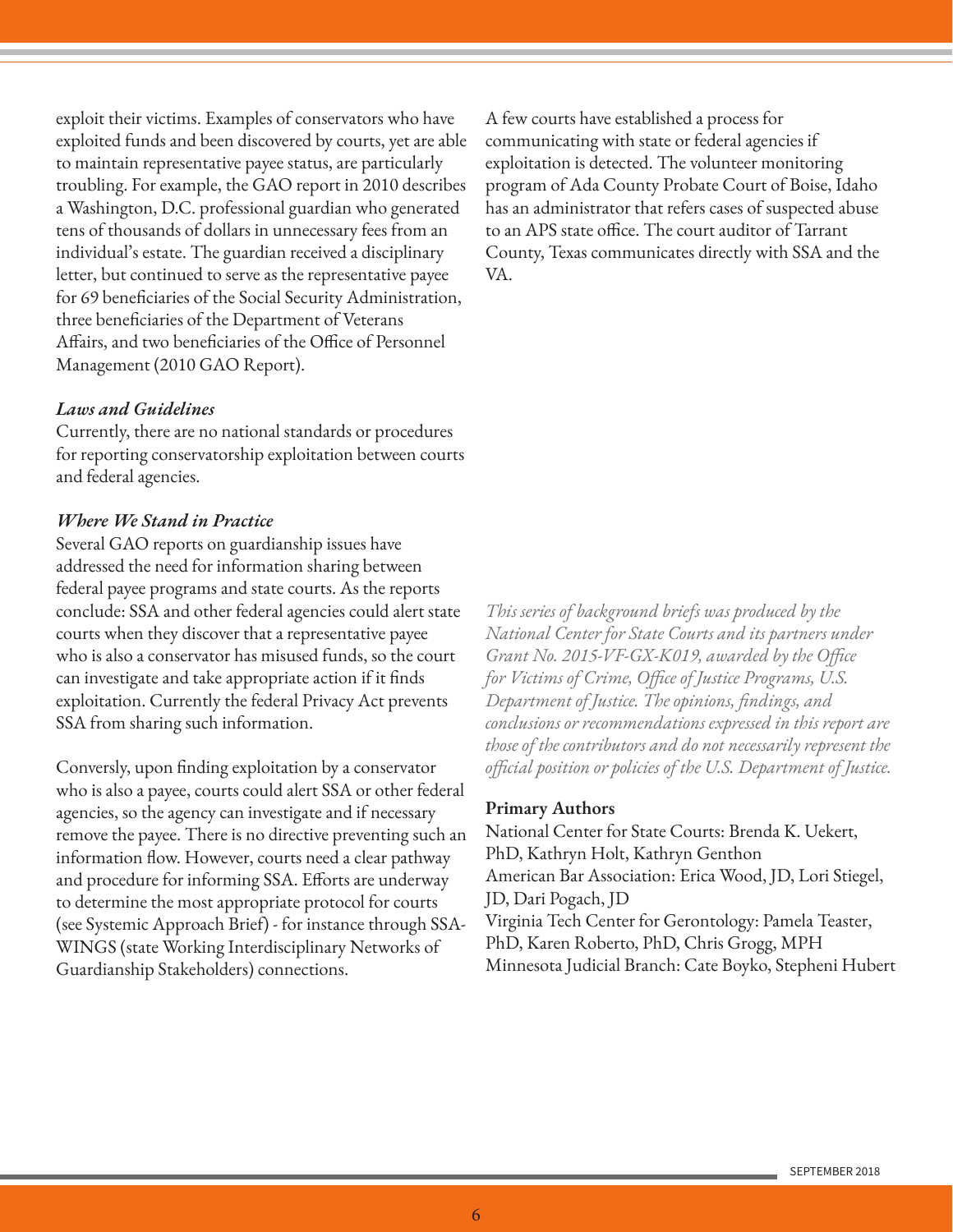exploit their victims. Examples of conservators who have exploited funds and been discovered by courts, yet are able to maintain representative payee status, are particularly troubling. For example, the GAO report in 2010 describes a Washington, D.C. professional guardian who generated tens of thousands of dollars in unnecessary fees from an individual's estate. The guardian received a disciplinary letter, but continued to serve as the representative payee for 69 beneficiaries of the Social Security Administration, three beneficiaries of the Department of Veterans Affairs, and two beneficiaries of the Office of Personnel Management (2010 GAO Report).

### *Laws and Guidelines*

Currently, there are no national standards or procedures for reporting conservatorship exploitation between courts and federal agencies.

### *Where We Stand in Practice*

Several GAO reports on guardianship issues have addressed the need for information sharing between federal payee programs and state courts. As the reports conclude: SSA and other federal agencies could alert state courts when they discover that a representative payee who is also a conservator has misused funds, so the court can investigate and take appropriate action if it finds exploitation. Currently the federal Privacy Act prevents SSA from sharing such information.

Conversly, upon finding exploitation by a conservator who is also a payee, courts could alert SSA or other federal agencies, so the agency can investigate and if necessary remove the payee. There is no directive preventing such an information flow. However, courts need a clear pathway and procedure for informing SSA. Efforts are underway to determine the most appropriate protocol for courts (see Systemic Approach Brief) - for instance through SSA-WINGS (state Working Interdisciplinary Networks of Guardianship Stakeholders) connections.

A few courts have established a process for communicating with state or federal agencies if exploitation is detected. The volunteer monitoring program of Ada County Probate Court of Boise, Idaho has an administrator that refers cases of suspected abuse to an APS state office. The court auditor of Tarrant County, Texas communicates directly with SSA and the VA.

*This series of background briefs was produced by the National Center for State Courts and its partners under Grant No. 2015-VF-GX-K019, awarded by the Office for Victims of Crime, Office of Justice Programs, U.S. Department of Justice. The opinions, findings, and conclusions or recommendations expressed in this report are those of the contributors and do not necessarily represent the official position or policies of the U.S. Department of Justice.*

**Primary Authors**

National Center for State Courts: Brenda K. Uekert, PhD, Kathryn Holt, Kathryn Genthon
American Bar Association: Erica Wood, JD, Lori Stiegel, JD, Dari Pogach, JD
Virginia Tech Center for Gerontology: Pamela Teaster, PhD, Karen Roberto, PhD, Chris Grogg, MPH
Minnesota Judicial Branch: Cate Boyko, Stepheni Hubert

SEPTEMBER 2018